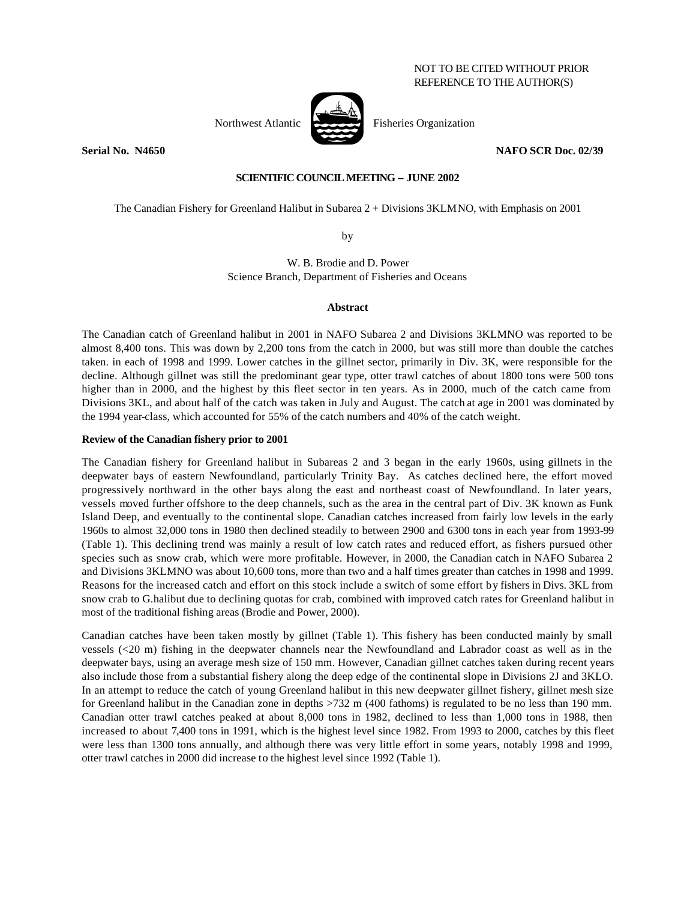NOT TO BE CITED WITHOUT PRIOR
REFERENCE TO THE AUTHOR(S)

Northwest Atlantic Fisheries Organization

**Serial No. N4650** **NAFO SCR Doc. 02/39**

**SCIENTIFIC COUNCIL MEETING – JUNE 2002**

The Canadian Fishery for Greenland Halibut in Subarea 2 + Divisions 3KLMNO, with Emphasis on 2001

by

W. B. Brodie and D. Power
Science Branch, Department of Fisheries and Oceans

**Abstract**

The Canadian catch of Greenland halibut in 2001 in NAFO Subarea 2 and Divisions 3KLMNO was reported to be almost 8,400 tons. This was down by 2,200 tons from the catch in 2000, but was still more than double the catches taken. in each of 1998 and 1999. Lower catches in the gillnet sector, primarily in Div. 3K, were responsible for the decline. Although gillnet was still the predominant gear type, otter trawl catches of about 1800 tons were 500 tons higher than in 2000, and the highest by this fleet sector in ten years. As in 2000, much of the catch came from Divisions 3KL, and about half of the catch was taken in July and August. The catch at age in 2001 was dominated by the 1994 year-class, which accounted for 55% of the catch numbers and 40% of the catch weight.

**Review of the Canadian fishery prior to 2001**

The Canadian fishery for Greenland halibut in Subareas 2 and 3 began in the early 1960s, using gillnets in the deepwater bays of eastern Newfoundland, particularly Trinity Bay. As catches declined here, the effort moved progressively northward in the other bays along the east and northeast coast of Newfoundland. In later years, vessels moved further offshore to the deep channels, such as the area in the central part of Div. 3K known as Funk Island Deep, and eventually to the continental slope. Canadian catches increased from fairly low levels in the early 1960s to almost 32,000 tons in 1980 then declined steadily to between 2900 and 6300 tons in each year from 1993-99 (Table 1). This declining trend was mainly a result of low catch rates and reduced effort, as fishers pursued other species such as snow crab, which were more profitable. However, in 2000, the Canadian catch in NAFO Subarea 2 and Divisions 3KLMNO was about 10,600 tons, more than two and a half times greater than catches in 1998 and 1999. Reasons for the increased catch and effort on this stock include a switch of some effort by fishers in Divs. 3KL from snow crab to G.halibut due to declining quotas for crab, combined with improved catch rates for Greenland halibut in most of the traditional fishing areas (Brodie and Power, 2000).

Canadian catches have been taken mostly by gillnet (Table 1). This fishery has been conducted mainly by small vessels (<20 m) fishing in the deepwater channels near the Newfoundland and Labrador coast as well as in the deepwater bays, using an average mesh size of 150 mm. However, Canadian gillnet catches taken during recent years also include those from a substantial fishery along the deep edge of the continental slope in Divisions 2J and 3KLO. In an attempt to reduce the catch of young Greenland halibut in this new deepwater gillnet fishery, gillnet mesh size for Greenland halibut in the Canadian zone in depths >732 m (400 fathoms) is regulated to be no less than 190 mm. Canadian otter trawl catches peaked at about 8,000 tons in 1982, declined to less than 1,000 tons in 1988, then increased to about 7,400 tons in 1991, which is the highest level since 1982. From 1993 to 2000, catches by this fleet were less than 1300 tons annually, and although there was very little effort in some years, notably 1998 and 1999, otter trawl catches in 2000 did increase to the highest level since 1992 (Table 1).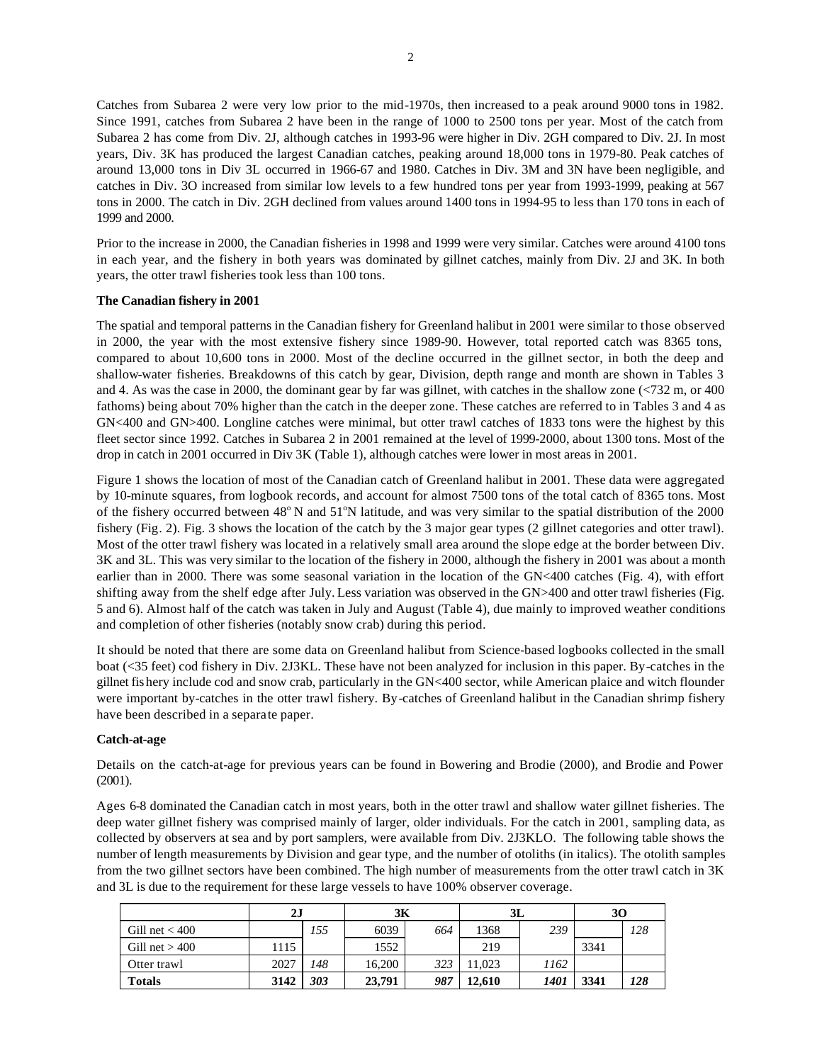Catches from Subarea 2 were very low prior to the mid-1970s, then increased to a peak around 9000 tons in 1982. Since 1991, catches from Subarea 2 have been in the range of 1000 to 2500 tons per year. Most of the catch from Subarea 2 has come from Div. 2J, although catches in 1993-96 were higher in Div. 2GH compared to Div. 2J. In most years, Div. 3K has produced the largest Canadian catches, peaking around 18,000 tons in 1979-80. Peak catches of around 13,000 tons in Div 3L occurred in 1966-67 and 1980. Catches in Div. 3M and 3N have been negligible, and catches in Div. 3O increased from similar low levels to a few hundred tons per year from 1993-1999, peaking at 567 tons in 2000. The catch in Div. 2GH declined from values around 1400 tons in 1994-95 to less than 170 tons in each of 1999 and 2000.

Prior to the increase in 2000, the Canadian fisheries in 1998 and 1999 were very similar. Catches were around 4100 tons in each year, and the fishery in both years was dominated by gillnet catches, mainly from Div. 2J and 3K. In both years, the otter trawl fisheries took less than 100 tons.

**The Canadian fishery in 2001**

The spatial and temporal patterns in the Canadian fishery for Greenland halibut in 2001 were similar to those observed in 2000, the year with the most extensive fishery since 1989-90. However, total reported catch was 8365 tons, compared to about 10,600 tons in 2000. Most of the decline occurred in the gillnet sector, in both the deep and shallow-water fisheries. Breakdowns of this catch by gear, Division, depth range and month are shown in Tables 3 and 4. As was the case in 2000, the dominant gear by far was gillnet, with catches in the shallow zone (<732 m, or 400 fathoms) being about 70% higher than the catch in the deeper zone. These catches are referred to in Tables 3 and 4 as GN<400 and GN>400. Longline catches were minimal, but otter trawl catches of 1833 tons were the highest by this fleet sector since 1992. Catches in Subarea 2 in 2001 remained at the level of 1999-2000, about 1300 tons. Most of the drop in catch in 2001 occurred in Div 3K (Table 1), although catches were lower in most areas in 2001.

Figure 1 shows the location of most of the Canadian catch of Greenland halibut in 2001. These data were aggregated by 10-minute squares, from logbook records, and account for almost 7500 tons of the total catch of 8365 tons. Most of the fishery occurred between 48° N and 51°N latitude, and was very similar to the spatial distribution of the 2000 fishery (Fig. 2). Fig. 3 shows the location of the catch by the 3 major gear types (2 gillnet categories and otter trawl). Most of the otter trawl fishery was located in a relatively small area around the slope edge at the border between Div. 3K and 3L. This was very similar to the location of the fishery in 2000, although the fishery in 2001 was about a month earlier than in 2000. There was some seasonal variation in the location of the GN<400 catches (Fig. 4), with effort shifting away from the shelf edge after July. Less variation was observed in the GN>400 and otter trawl fisheries (Fig. 5 and 6). Almost half of the catch was taken in July and August (Table 4), due mainly to improved weather conditions and completion of other fisheries (notably snow crab) during this period.

It should be noted that there are some data on Greenland halibut from Science-based logbooks collected in the small boat (<35 feet) cod fishery in Div. 2J3KL. These have not been analyzed for inclusion in this paper. By-catches in the gillnet fishery include cod and snow crab, particularly in the GN<400 sector, while American plaice and witch flounder were important by-catches in the otter trawl fishery. By-catches of Greenland halibut in the Canadian shrimp fishery have been described in a separate paper.

**Catch-at-age**

Details on the catch-at-age for previous years can be found in Bowering and Brodie (2000), and Brodie and Power (2001).

Ages 6-8 dominated the Canadian catch in most years, both in the otter trawl and shallow water gillnet fisheries. The deep water gillnet fishery was comprised mainly of larger, older individuals. For the catch in 2001, sampling data, as collected by observers at sea and by port samplers, were available from Div. 2J3KLO. The following table shows the number of length measurements by Division and gear type, and the number of otoliths (in italics). The otolith samples from the two gillnet sectors have been combined. The high number of measurements from the otter trawl catch in 3K and 3L is due to the requirement for these large vessels to have 100% observer coverage.

| | 2J | | 3K | | 3L | | 3O | |
|---|---|---|---|---|---|---|---|---|
| Gill net < 400 | | *155* | 6039 | *664* | 1368 | *239* | | *128* |
| Gill net > 400 | 1115 | | 1552 | | 219 | | 3341 | |
| Otter trawl | 2027 | *148* | 16,200 | *323* | 11,023 | *1162* | | |
| **Totals** | **3142** | ***303*** | **23,791** | ***987*** | **12,610** | ***1401*** | **3341** | ***128*** |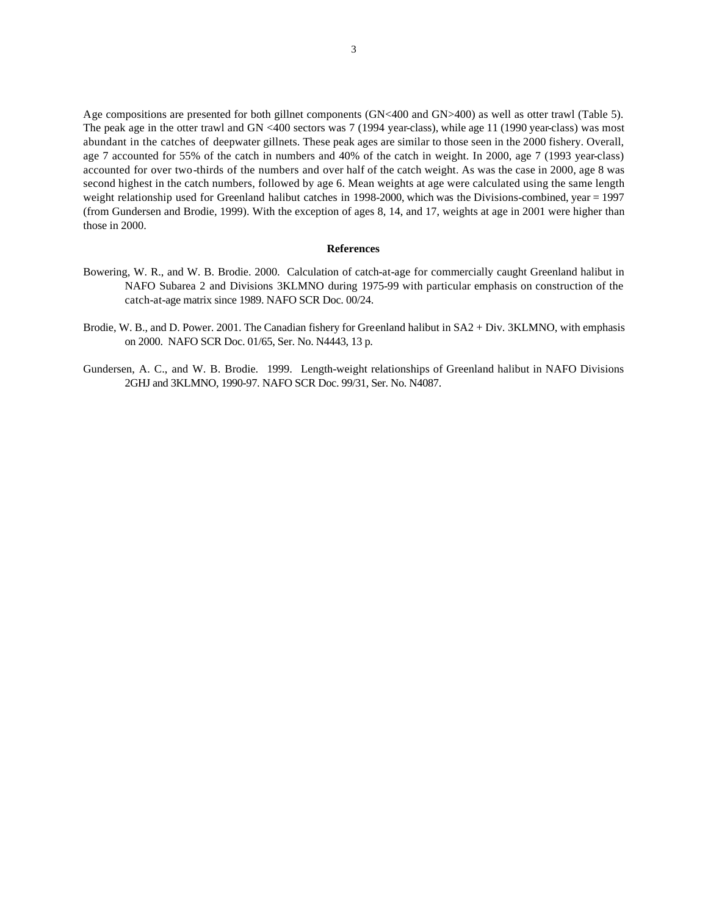Age compositions are presented for both gillnet components (GN<400 and GN>400) as well as otter trawl (Table 5). The peak age in the otter trawl and GN <400 sectors was 7 (1994 year-class), while age 11 (1990 year-class) was most abundant in the catches of deepwater gillnets. These peak ages are similar to those seen in the 2000 fishery. Overall, age 7 accounted for 55% of the catch in numbers and 40% of the catch in weight. In 2000, age 7 (1993 year-class) accounted for over two-thirds of the numbers and over half of the catch weight. As was the case in 2000, age 8 was second highest in the catch numbers, followed by age 6. Mean weights at age were calculated using the same length weight relationship used for Greenland halibut catches in 1998-2000, which was the Divisions-combined, year = 1997 (from Gundersen and Brodie, 1999). With the exception of ages 8, 14, and 17, weights at age in 2001 were higher than those in 2000.

## References

Bowering, W. R., and W. B. Brodie. 2000. Calculation of catch-at-age for commercially caught Greenland halibut in NAFO Subarea 2 and Divisions 3KLMNO during 1975-99 with particular emphasis on construction of the catch-at-age matrix since 1989. NAFO SCR Doc. 00/24.

Brodie, W. B., and D. Power. 2001. The Canadian fishery for Greenland halibut in SA2 + Div. 3KLMNO, with emphasis on 2000. NAFO SCR Doc. 01/65, Ser. No. N4443, 13 p.

Gundersen, A. C., and W. B. Brodie. 1999. Length-weight relationships of Greenland halibut in NAFO Divisions 2GHJ and 3KLMNO, 1990-97. NAFO SCR Doc. 99/31, Ser. No. N4087.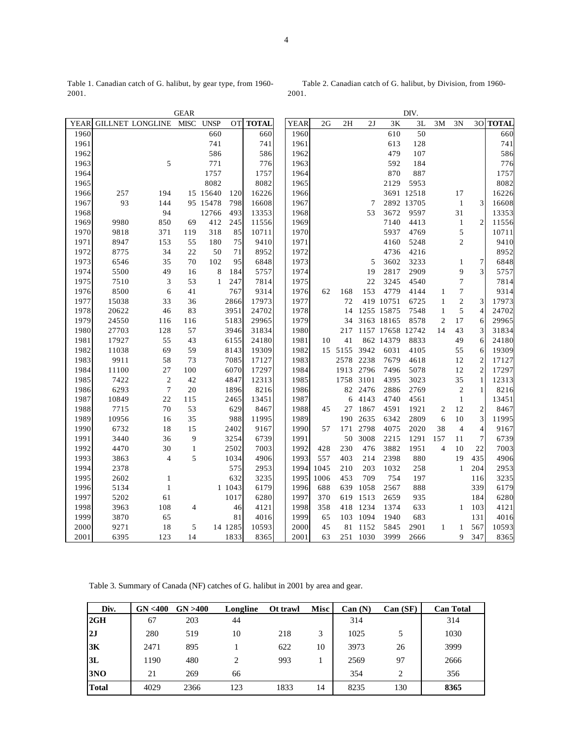Table 1. Canadian catch of G. halibut, by gear type, from 1960-2001.

| | GEAR | | | | | |
|---|---|---|---|---|---|---|
| YEAR | GILLNET | LONGLINE | MISC | UNSP | OT | TOTAL |
| 1960 | | | | 660 | | 660 |
| 1961 | | | | 741 | | 741 |
| 1962 | | | | 586 | | 586 |
| 1963 | | 5 | | 771 | | 776 |
| 1964 | | | | 1757 | | 1757 |
| 1965 | | | | 8082 | | 8082 |
| 1966 | 257 | 194 | 15 | 15640 | 120 | 16226 |
| 1967 | 93 | 144 | 95 | 15478 | 798 | 16608 |
| 1968 | | 94 | | 12766 | 493 | 13353 |
| 1969 | 9980 | 850 | 69 | 412 | 245 | 11556 |
| 1970 | 9818 | 371 | 119 | 318 | 85 | 10711 |
| 1971 | 8947 | 153 | 55 | 180 | 75 | 9410 |
| 1972 | 8775 | 34 | 22 | 50 | 71 | 8952 |
| 1973 | 6546 | 35 | 70 | 102 | 95 | 6848 |
| 1974 | 5500 | 49 | 16 | 8 | 184 | 5757 |
| 1975 | 7510 | 3 | 53 | 1 | 247 | 7814 |
| 1976 | 8500 | 6 | 41 | | 767 | 9314 |
| 1977 | 15038 | 33 | 36 | | 2866 | 17973 |
| 1978 | 20622 | 46 | 83 | | 3951 | 24702 |
| 1979 | 24550 | 116 | 116 | | 5183 | 29965 |
| 1980 | 27703 | 128 | 57 | | 3946 | 31834 |
| 1981 | 17927 | 55 | 43 | | 6155 | 24180 |
| 1982 | 11038 | 69 | 59 | | 8143 | 19309 |
| 1983 | 9911 | 58 | 73 | | 7085 | 17127 |
| 1984 | 11100 | 27 | 100 | | 6070 | 17297 |
| 1985 | 7422 | 2 | 42 | | 4847 | 12313 |
| 1986 | 6293 | 7 | 20 | | 1896 | 8216 |
| 1987 | 10849 | 22 | 115 | | 2465 | 13451 |
| 1988 | 7715 | 70 | 53 | | 629 | 8467 |
| 1989 | 10956 | 16 | 35 | | 988 | 11995 |
| 1990 | 6732 | 18 | 15 | | 2402 | 9167 |
| 1991 | 3440 | 36 | 9 | | 3254 | 6739 |
| 1992 | 4470 | 30 | 1 | | 2502 | 7003 |
| 1993 | 3863 | 4 | 5 | | 1034 | 4906 |
| 1994 | 2378 | | | | 575 | 2953 |
| 1995 | 2602 | 1 | | | 632 | 3235 |
| 1996 | 5134 | 1 | | 1 | 1043 | 6179 |
| 1997 | 5202 | 61 | | | 1017 | 6280 |
| 1998 | 3963 | 108 | 4 | | 46 | 4121 |
| 1999 | 3870 | 65 | | | 81 | 4016 |
| 2000 | 9271 | 18 | 5 | 14 | 1285 | 10593 |
| 2001 | 6395 | 123 | 14 | | 1833 | 8365 |

Table 2. Canadian catch of G. halibut, by Division, from 1960-2001.

| | DIV. | | | | | | | | |
|---|---|---|---|---|---|---|---|---|---|
| YEAR | 2G | 2H | 2J | 3K | 3L | 3M | 3N | 3O | TOTAL |
| 1960 | | | | 610 | 50 | | | | 660 |
| 1961 | | | | 613 | 128 | | | | 741 |
| 1962 | | | | 479 | 107 | | | | 586 |
| 1963 | | | | 592 | 184 | | | | 776 |
| 1964 | | | | 870 | 887 | | | | 1757 |
| 1965 | | | | 2129 | 5953 | | | | 8082 |
| 1966 | | | | 3691 | 12518 | | 17 | | 16226 |
| 1967 | | | 7 | 2892 | 13705 | | 1 | 3 | 16608 |
| 1968 | | | 53 | 3672 | 9597 | | 31 | | 13353 |
| 1969 | | | | 7140 | 4413 | | 1 | 2 | 11556 |
| 1970 | | | | 5937 | 4769 | | 5 | | 10711 |
| 1971 | | | | 4160 | 5248 | | 2 | | 9410 |
| 1972 | | | | 4736 | 4216 | | | | 8952 |
| 1973 | | | 5 | 3602 | 3233 | | 1 | 7 | 6848 |
| 1974 | | | 19 | 2817 | 2909 | | 9 | 3 | 5757 |
| 1975 | | | 22 | 3245 | 4540 | | 7 | | 7814 |
| 1976 | 62 | 168 | 153 | 4779 | 4144 | 1 | 7 | | 9314 |
| 1977 | | 72 | 419 | 10751 | 6725 | 1 | 2 | 3 | 17973 |
| 1978 | | 14 | 1255 | 15875 | 7548 | 1 | 5 | 4 | 24702 |
| 1979 | | 34 | 3163 | 18165 | 8578 | 2 | 17 | 6 | 29965 |
| 1980 | | 217 | 1157 | 17658 | 12742 | 14 | 43 | 3 | 31834 |
| 1981 | 10 | 41 | 862 | 14379 | 8833 | | 49 | 6 | 24180 |
| 1982 | 15 | 5155 | 3942 | 6031 | 4105 | | 55 | 6 | 19309 |
| 1983 | | 2578 | 2238 | 7679 | 4618 | | 12 | 2 | 17127 |
| 1984 | | 1913 | 2796 | 7496 | 5078 | | 12 | 2 | 17297 |
| 1985 | | 1758 | 3101 | 4395 | 3023 | | 35 | 1 | 12313 |
| 1986 | | 82 | 2476 | 2886 | 2769 | | 2 | 1 | 8216 |
| 1987 | | 6 | 4143 | 4740 | 4561 | | 1 | | 13451 |
| 1988 | 45 | 27 | 1867 | 4591 | 1921 | 2 | 12 | 2 | 8467 |
| 1989 | | 190 | 2635 | 6342 | 2809 | 6 | 10 | 3 | 11995 |
| 1990 | 57 | 171 | 2798 | 4075 | 2020 | 38 | 4 | 4 | 9167 |
| 1991 | | 50 | 3008 | 2215 | 1291 | 157 | 11 | 7 | 6739 |
| 1992 | 428 | 230 | 476 | 3882 | 1951 | 4 | 10 | 22 | 7003 |
| 1993 | 557 | 403 | 214 | 2398 | 880 | | 19 | 435 | 4906 |
| 1994 | 1045 | 210 | 203 | 1032 | 258 | | 1 | 204 | 2953 |
| 1995 | 1006 | 453 | 709 | 754 | 197 | | | 116 | 3235 |
| 1996 | 688 | 639 | 1058 | 2567 | 888 | | | 339 | 6179 |
| 1997 | 370 | 619 | 1513 | 2659 | 935 | | | 184 | 6280 |
| 1998 | 358 | 418 | 1234 | 1374 | 633 | | 1 | 103 | 4121 |
| 1999 | 65 | 103 | 1094 | 1940 | 683 | | | 131 | 4016 |
| 2000 | 45 | 81 | 1152 | 5845 | 2901 | 1 | 1 | 567 | 10593 |
| 2001 | 63 | 251 | 1030 | 3999 | 2666 | | 9 | 347 | 8365 |

Table 3. Summary of Canada (NF) catches of G. halibut in 2001 by area and gear.

| Div. | GN <400 | GN >400 | Longline | Ot trawl | Misc | Can (N) | Can (SF) | Can Total |
|---|---|---|---|---|---|---|---|---|
| **2GH** | 67 | 203 | 44 | | | 314 | | 314 |
| **2J** | 280 | 519 | 10 | 218 | 3 | 1025 | 5 | 1030 |
| **3K** | 2471 | 895 | 1 | 622 | 10 | 3973 | 26 | 3999 |
| **3L** | 1190 | 480 | 2 | 993 | 1 | 2569 | 97 | 2666 |
| **3NO** | 21 | 269 | 66 | | | 354 | 2 | 356 |
| **Total** | 4029 | 2366 | 123 | 1833 | 14 | 8235 | 130 | **8365** |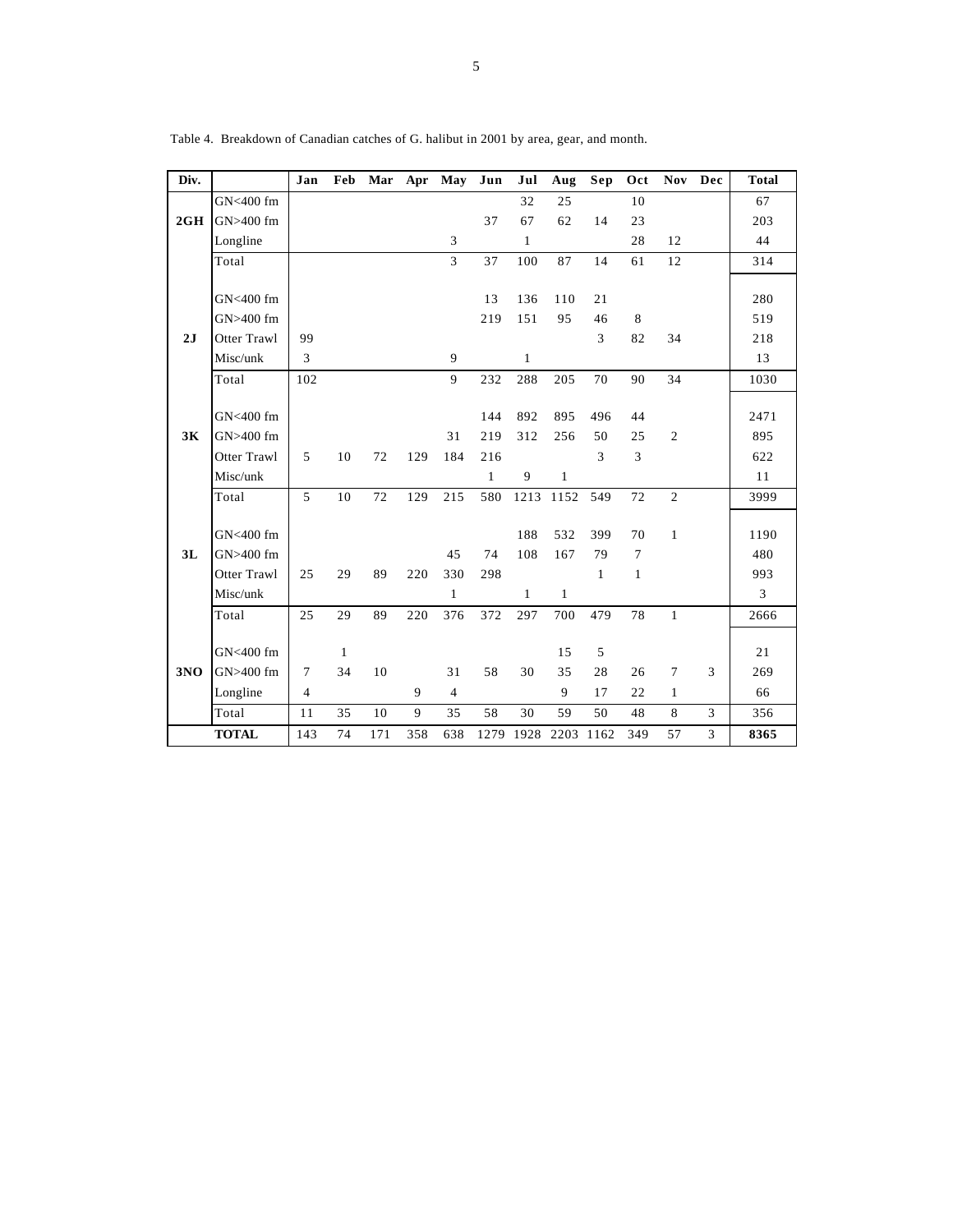Table 4. Breakdown of Canadian catches of G. halibut in 2001 by area, gear, and month.

| Div. | | Jan | Feb | Mar | Apr | May | Jun | Jul | Aug | Sep | Oct | Nov | Dec | Total |
|---|---|---|---|---|---|---|---|---|---|---|---|---|---|---|
| | GN<400 fm | | | | | | | 32 | 25 | | 10 | | | 67 |
| 2GH | GN>400 fm | | | | | | 37 | 67 | 62 | 14 | 23 | | | 203 |
| | Longline | | | | | 3 | | 1 | | | 28 | 12 | | 44 |
| | Total | | | | | 3 | 37 | 100 | 87 | 14 | 61 | 12 | | 314 |
| | GN<400 fm | | | | | | 13 | 136 | 110 | 21 | | | | 280 |
| | GN>400 fm | | | | | | 219 | 151 | 95 | 46 | 8 | | | 519 |
| 2J | Otter Trawl | 99 | | | | | | | | 3 | 82 | 34 | | 218 |
| | Misc/unk | 3 | | | | 9 | | 1 | | | | | | 13 |
| | Total | 102 | | | | 9 | 232 | 288 | 205 | 70 | 90 | 34 | | 1030 |
| | GN<400 fm | | | | | | 144 | 892 | 895 | 496 | 44 | | | 2471 |
| 3K | GN>400 fm | | | | | 31 | 219 | 312 | 256 | 50 | 25 | 2 | | 895 |
| | Otter Trawl | 5 | 10 | 72 | 129 | 184 | 216 | | | 3 | 3 | | | 622 |
| | Misc/unk | | | | | | 1 | 9 | 1 | | | | | 11 |
| | Total | 5 | 10 | 72 | 129 | 215 | 580 | 1213 | 1152 | 549 | 72 | 2 | | 3999 |
| | GN<400 fm | | | | | | | 188 | 532 | 399 | 70 | 1 | | 1190 |
| 3L | GN>400 fm | | | | | 45 | 74 | 108 | 167 | 79 | 7 | | | 480 |
| | Otter Trawl | 25 | 29 | 89 | 220 | 330 | 298 | | | 1 | 1 | | | 993 |
| | Misc/unk | | | | | 1 | | 1 | 1 | | | | | 3 |
| | Total | 25 | 29 | 89 | 220 | 376 | 372 | 297 | 700 | 479 | 78 | 1 | | 2666 |
| | GN<400 fm | | 1 | | | | | | 15 | 5 | | | | 21 |
| 3NO | GN>400 fm | 7 | 34 | 10 | | 31 | 58 | 30 | 35 | 28 | 26 | 7 | 3 | 269 |
| | Longline | 4 | | | 9 | 4 | | | 9 | 17 | 22 | 1 | | 66 |
| | Total | 11 | 35 | 10 | 9 | 35 | 58 | 30 | 59 | 50 | 48 | 8 | 3 | 356 |
| | **TOTAL** | 143 | 74 | 171 | 358 | 638 | 1279 | 1928 | 2203 | 1162 | 349 | 57 | 3 | **8365** |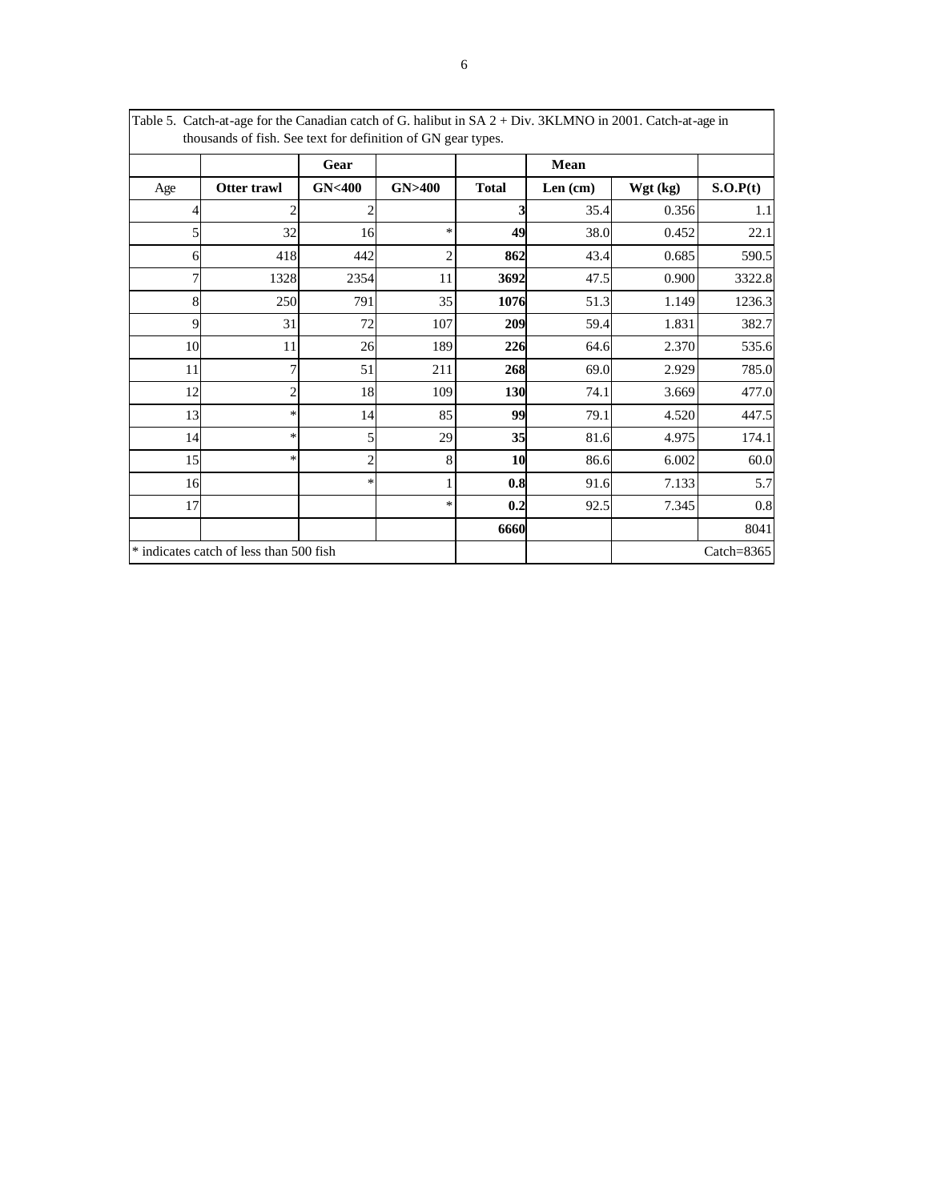Table 5. Catch-at-age for the Canadian catch of G. halibut in SA 2 + Div. 3KLMNO in 2001. Catch-at-age in thousands of fish. See text for definition of GN gear types.

| | | Gear | | | Mean | | |
|---|---|---|---|---|---|---|---|
| Age | Otter trawl | GN<400 | GN>400 | Total | Len (cm) | Wgt (kg) | S.O.P(t) |
| 4 | 2 | 2 | | **3** | 35.4 | 0.356 | 1.1 |
| 5 | 32 | 16 | * | **49** | 38.0 | 0.452 | 22.1 |
| 6 | 418 | 442 | 2 | **862** | 43.4 | 0.685 | 590.5 |
| 7 | 1328 | 2354 | 11 | **3692** | 47.5 | 0.900 | 3322.8 |
| 8 | 250 | 791 | 35 | **1076** | 51.3 | 1.149 | 1236.3 |
| 9 | 31 | 72 | 107 | **209** | 59.4 | 1.831 | 382.7 |
| 10 | 11 | 26 | 189 | **226** | 64.6 | 2.370 | 535.6 |
| 11 | 7 | 51 | 211 | **268** | 69.0 | 2.929 | 785.0 |
| 12 | 2 | 18 | 109 | **130** | 74.1 | 3.669 | 477.0 |
| 13 | * | 14 | 85 | **99** | 79.1 | 4.520 | 447.5 |
| 14 | * | 5 | 29 | **35** | 81.6 | 4.975 | 174.1 |
| 15 | * | 2 | 8 | **10** | 86.6 | 6.002 | 60.0 |
| 16 | | * | 1 | **0.8** | 91.6 | 7.133 | 5.7 |
| 17 | | | * | **0.2** | 92.5 | 7.345 | 0.8 |
| | | | | **6660** | | | 8041 |
| * indicates catch of less than 500 fish | | | | | | | Catch=8365 |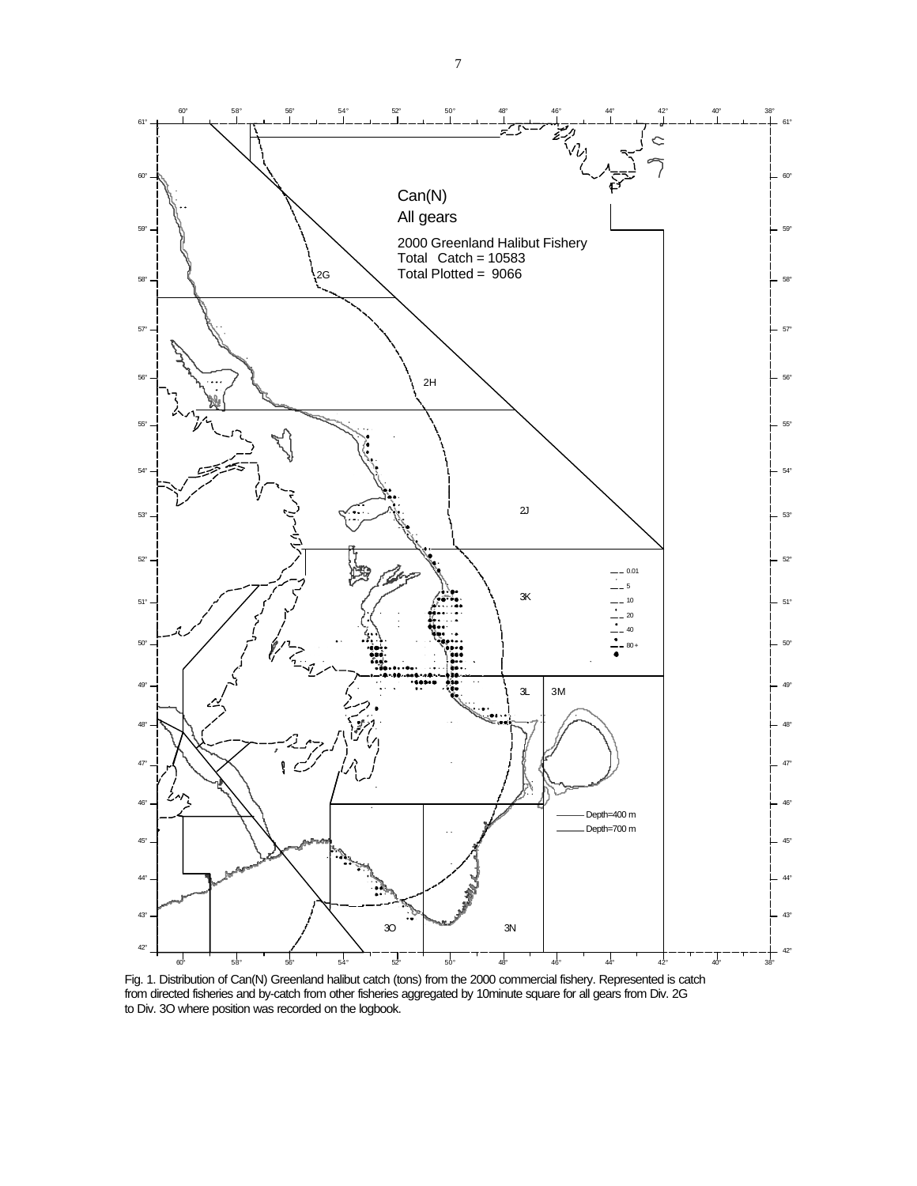Can(N)

All gears

2000 Greenland Halibut Fishery
Total Catch = 10583
Total Plotted = 9066

Fig. 1. Distribution of Can(N) Greenland halibut catch (tons) from the 2000 commercial fishery. Represented is catch from directed fisheries and by-catch from other fisheries aggregated by 10minute square for all gears from Div. 2G to Div. 3O where position was recorded on the logbook.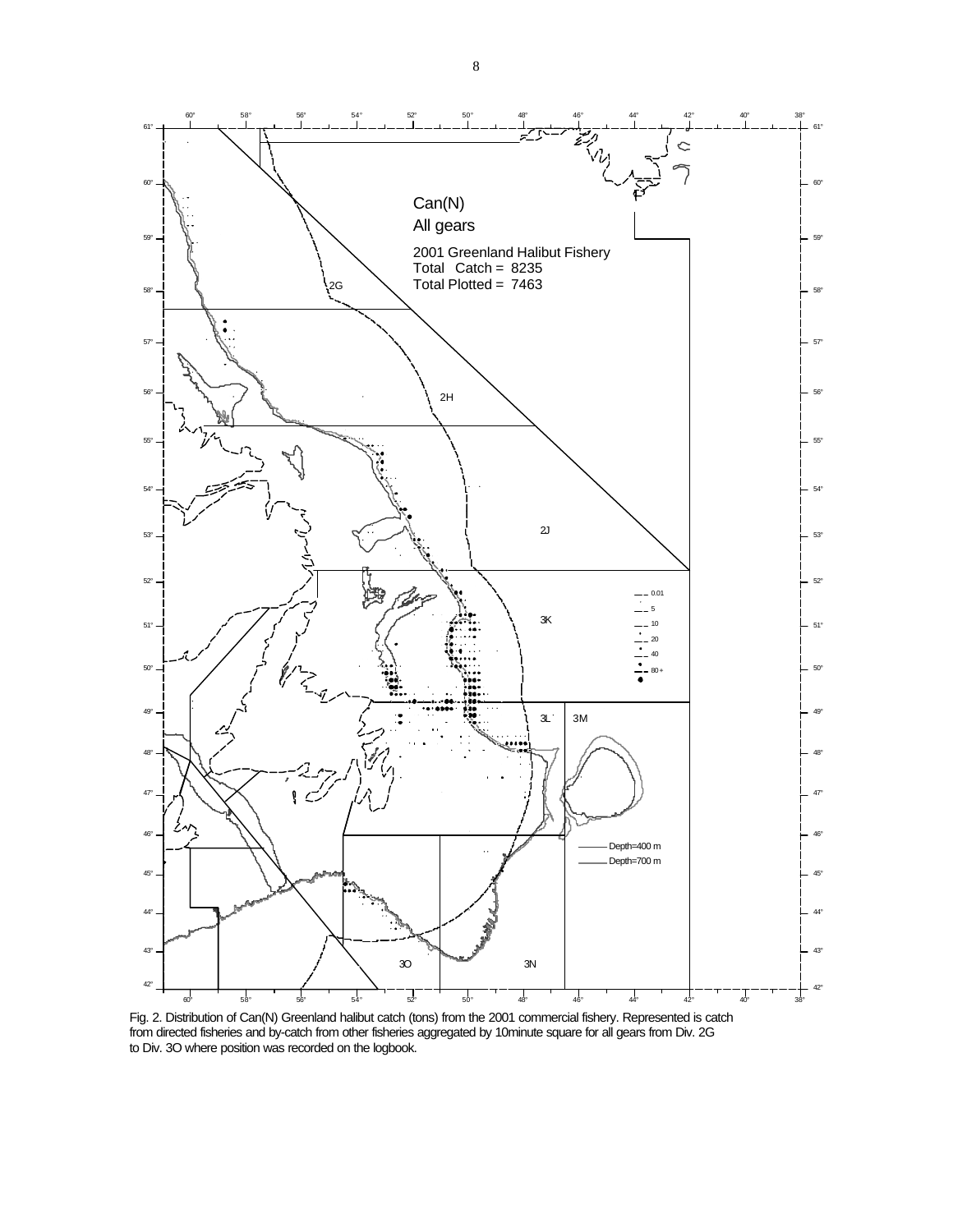Can(N)
All gears

2001 Greenland Halibut Fishery
Total Catch = 8235
Total Plotted = 7463

Fig. 2. Distribution of Can(N) Greenland halibut catch (tons) from the 2001 commercial fishery. Represented is catch from directed fisheries and by-catch from other fisheries aggregated by 10minute square for all gears from Div. 2G to Div. 3O where position was recorded on the logbook.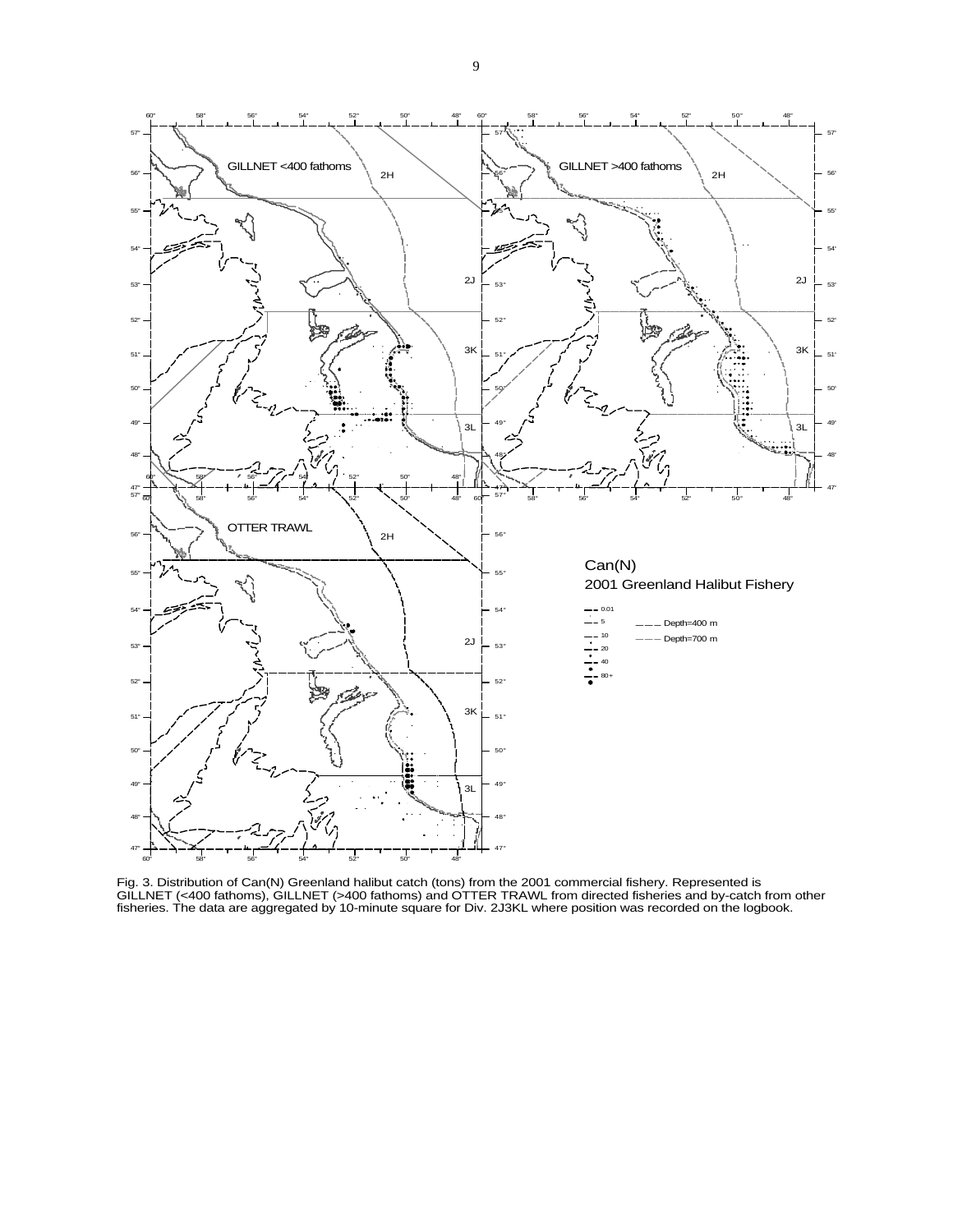Fig. 3. Distribution of Can(N) Greenland halibut catch (tons) from the 2001 commercial fishery. Represented is GILLNET (<400 fathoms), GILLNET (>400 fathoms) and OTTER TRAWL from directed fisheries and by-catch from other fisheries. The data are aggregated by 10-minute square for Div. 2J3KL where position was recorded on the logbook.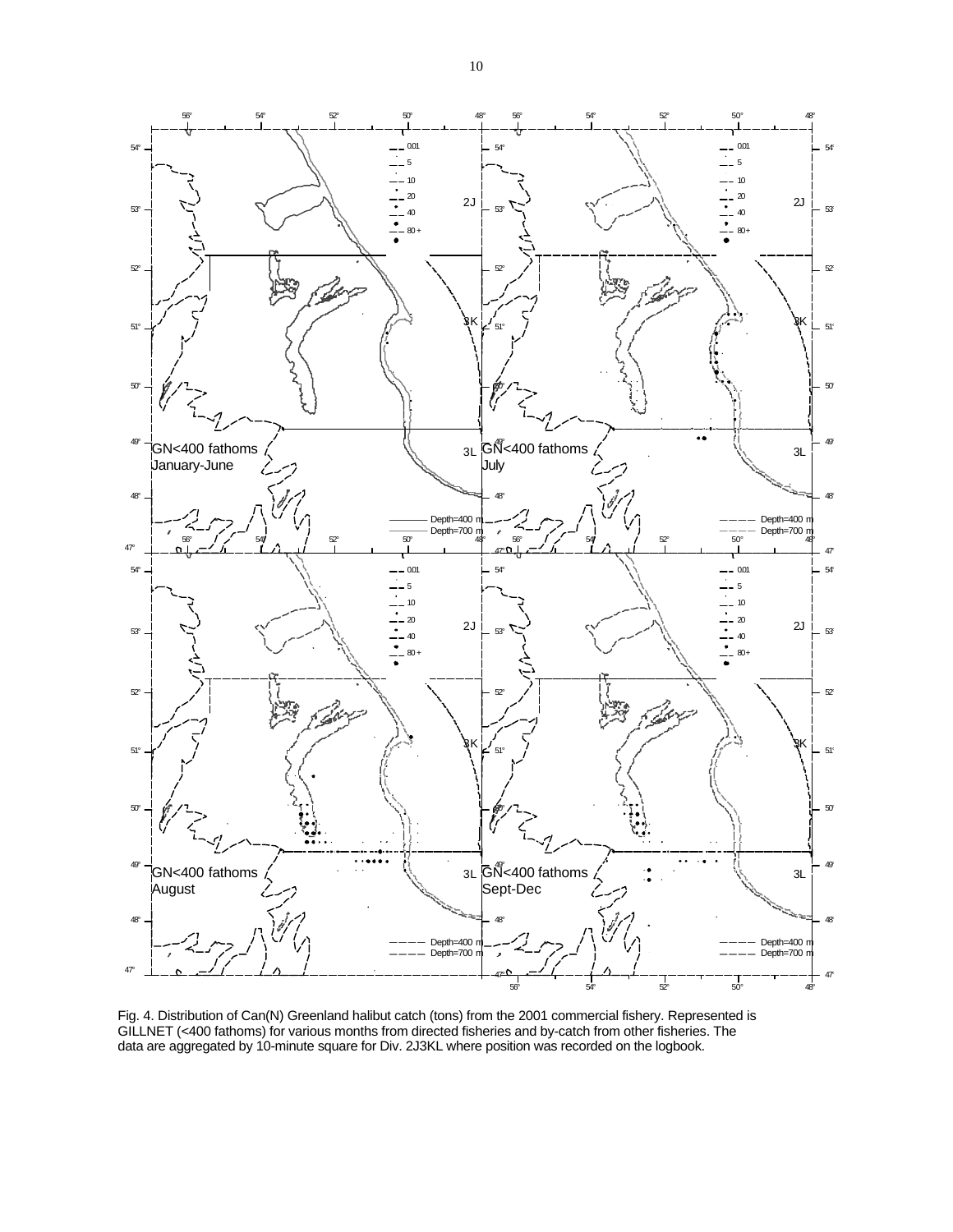Fig. 4. Distribution of Can(N) Greenland halibut catch (tons) from the 2001 commercial fishery. Represented is GILLNET (<400 fathoms) for various months from directed fisheries and by-catch from other fisheries. The data are aggregated by 10-minute square for Div. 2J3KL where position was recorded on the logbook.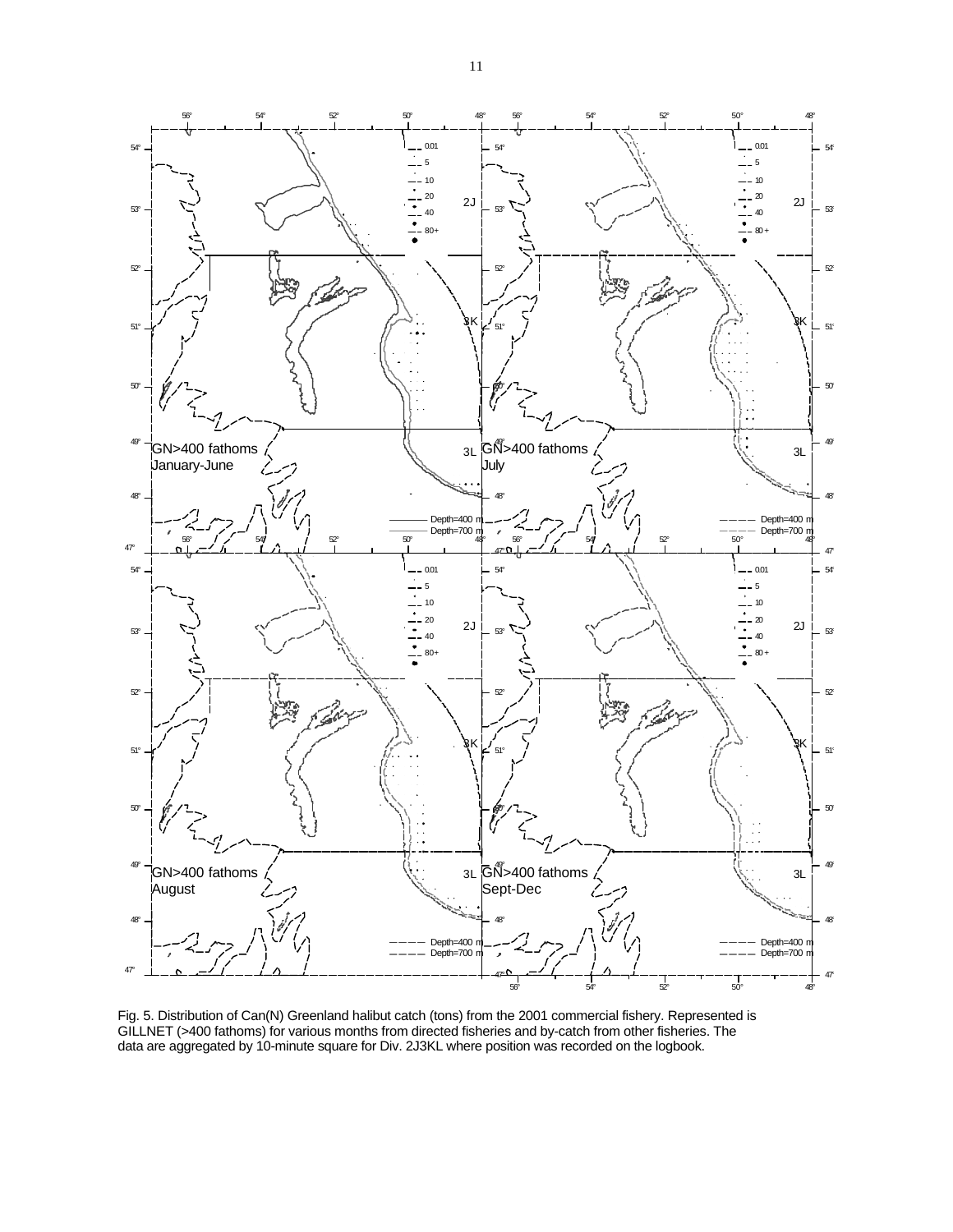Fig. 5. Distribution of Can(N) Greenland halibut catch (tons) from the 2001 commercial fishery. Represented is GILLNET (>400 fathoms) for various months from directed fisheries and by-catch from other fisheries. The data are aggregated by 10-minute square for Div. 2J3KL where position was recorded on the logbook.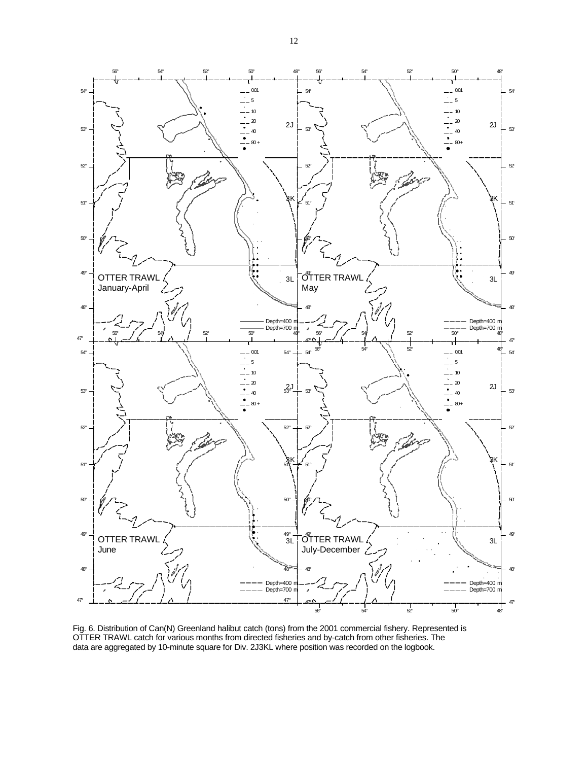56° 54° 52° 50° 48°

54° 53° 52° 51° 50° 49° 48° 47°

0.01
5
10
20
40
80 +

2J
3K
3L

OTTER TRAWL
January-April

Depth=400 m
Depth=700 m

OTTER TRAWL
May

OTTER TRAWL
June

OTTER TRAWL
July-December

Fig. 6. Distribution of Can(N) Greenland halibut catch (tons) from the 2001 commercial fishery. Represented is OTTER TRAWL catch for various months from directed fisheries and by-catch from other fisheries. The data are aggregated by 10-minute square for Div. 2J3KL where position was recorded on the logbook.